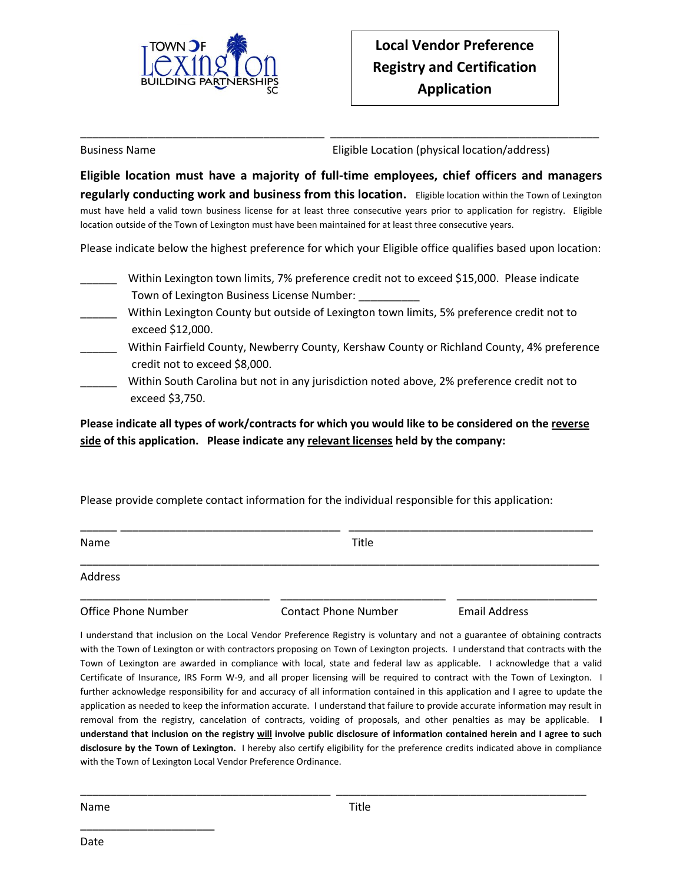TOWN OF Lexington BUILDING PARTNERSHIPS SC

# Local Vendor Preference Registry and Certification Application

_______________________________________ _______________________________________

Business Name | Eligible Location (physical location/address)

**Eligible location must have a majority of full-time employees, chief officers and managers regularly conducting work and business from this location.** Eligible location within the Town of Lexington must have held a valid town business license for at least three consecutive years prior to application for registry. Eligible location outside of the Town of Lexington must have been maintained for at least three consecutive years.

Please indicate below the highest preference for which your Eligible office qualifies based upon location:

______ Within Lexington town limits, 7% preference credit not to exceed $15,000. Please indicate Town of Lexington Business License Number: __________

______ Within Lexington County but outside of Lexington town limits, 5% preference credit not to exceed $12,000.

______ Within Fairfield County, Newberry County, Kershaw County or Richland County, 4% preference credit not to exceed $8,000.

______ Within South Carolina but not in any jurisdiction noted above, 2% preference credit not to exceed $3,750.

**Please indicate all types of work/contracts for which you would like to be considered on the <u>reverse side</u> of this application. Please indicate any <u>relevant licenses</u> held by the company:**

Please provide complete contact information for the individual responsible for this application:

______ ___________________________________ _______________________________________

Name | Title

_______________________________________________________________________________

Address

_______________________________ ___________________________ _______________________

Office Phone Number | Contact Phone Number | Email Address

I understand that inclusion on the Local Vendor Preference Registry is voluntary and not a guarantee of obtaining contracts with the Town of Lexington or with contractors proposing on Town of Lexington projects. I understand that contracts with the Town of Lexington are awarded in compliance with local, state and federal law as applicable. I acknowledge that a valid Certificate of Insurance, IRS Form W-9, and all proper licensing will be required to contract with the Town of Lexington. I further acknowledge responsibility for and accuracy of all information contained in this application and I agree to update the application as needed to keep the information accurate. I understand that failure to provide accurate information may result in removal from the registry, cancelation of contracts, voiding of proposals, and other penalties as may be applicable. **I understand that inclusion on the registry <u>will</u> involve public disclosure of information contained herein and I agree to such disclosure by the Town of Lexington.** I hereby also certify eligibility for the preference credits indicated above in compliance with the Town of Lexington Local Vendor Preference Ordinance.

_______________________________________ _______________________________________

Name | Title

______________________

Date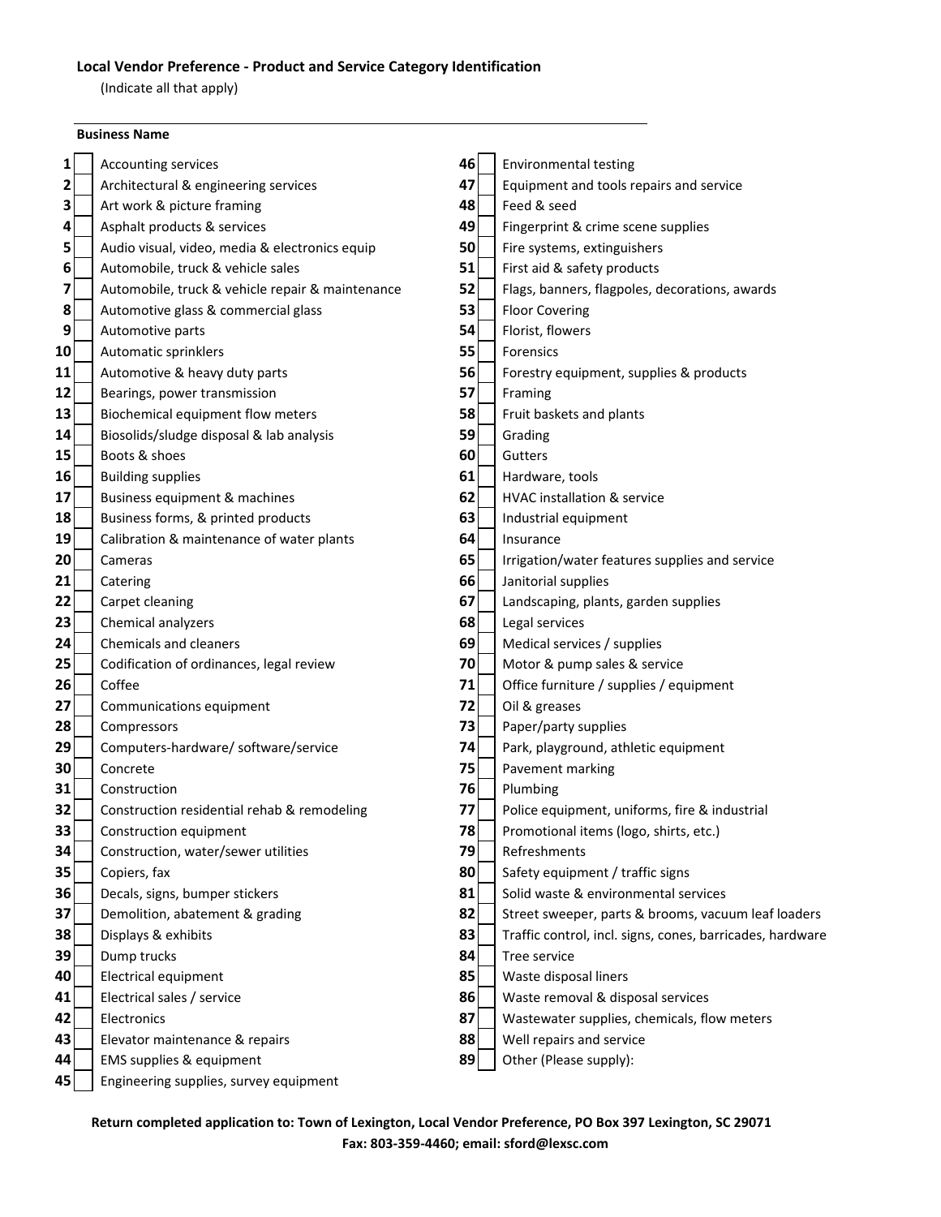**Local Vendor Preference - Product and Service Category Identification**

(Indicate all that apply)

**Business Name**

- 1 ☐ Accounting services
- 2 ☐ Architectural & engineering services
- 3 ☐ Art work & picture framing
- 4 ☐ Asphalt products & services
- 5 ☐ Audio visual, video, media & electronics equip
- 6 ☐ Automobile, truck & vehicle sales
- 7 ☐ Automobile, truck & vehicle repair & maintenance
- 8 ☐ Automotive glass & commercial glass
- 9 ☐ Automotive parts
- 10 ☐ Automatic sprinklers
- 11 ☐ Automotive & heavy duty parts
- 12 ☐ Bearings, power transmission
- 13 ☐ Biochemical equipment flow meters
- 14 ☐ Biosolids/sludge disposal & lab analysis
- 15 ☐ Boots & shoes
- 16 ☐ Building supplies
- 17 ☐ Business equipment & machines
- 18 ☐ Business forms, & printed products
- 19 ☐ Calibration & maintenance of water plants
- 20 ☐ Cameras
- 21 ☐ Catering
- 22 ☐ Carpet cleaning
- 23 ☐ Chemical analyzers
- 24 ☐ Chemicals and cleaners
- 25 ☐ Codification of ordinances, legal review
- 26 ☐ Coffee
- 27 ☐ Communications equipment
- 28 ☐ Compressors
- 29 ☐ Computers-hardware/ software/service
- 30 ☐ Concrete
- 31 ☐ Construction
- 32 ☐ Construction residential rehab & remodeling
- 33 ☐ Construction equipment
- 34 ☐ Construction, water/sewer utilities
- 35 ☐ Copiers, fax
- 36 ☐ Decals, signs, bumper stickers
- 37 ☐ Demolition, abatement & grading
- 38 ☐ Displays & exhibits
- 39 ☐ Dump trucks
- 40 ☐ Electrical equipment
- 41 ☐ Electrical sales / service
- 42 ☐ Electronics
- 43 ☐ Elevator maintenance & repairs
- 44 ☐ EMS supplies & equipment
- 45 ☐ Engineering supplies, survey equipment
- 46 ☐ Environmental testing
- 47 ☐ Equipment and tools repairs and service
- 48 ☐ Feed & seed
- 49 ☐ Fingerprint & crime scene supplies
- 50 ☐ Fire systems, extinguishers
- 51 ☐ First aid & safety products
- 52 ☐ Flags, banners, flagpoles, decorations, awards
- 53 ☐ Floor Covering
- 54 ☐ Florist, flowers
- 55 ☐ Forensics
- 56 ☐ Forestry equipment, supplies & products
- 57 ☐ Framing
- 58 ☐ Fruit baskets and plants
- 59 ☐ Grading
- 60 ☐ Gutters
- 61 ☐ Hardware, tools
- 62 ☐ HVAC installation & service
- 63 ☐ Industrial equipment
- 64 ☐ Insurance
- 65 ☐ Irrigation/water features supplies and service
- 66 ☐ Janitorial supplies
- 67 ☐ Landscaping, plants, garden supplies
- 68 ☐ Legal services
- 69 ☐ Medical services / supplies
- 70 ☐ Motor & pump sales & service
- 71 ☐ Office furniture / supplies / equipment
- 72 ☐ Oil & greases
- 73 ☐ Paper/party supplies
- 74 ☐ Park, playground, athletic equipment
- 75 ☐ Pavement marking
- 76 ☐ Plumbing
- 77 ☐ Police equipment, uniforms, fire & industrial
- 78 ☐ Promotional items (logo, shirts, etc.)
- 79 ☐ Refreshments
- 80 ☐ Safety equipment / traffic signs
- 81 ☐ Solid waste & environmental services
- 82 ☐ Street sweeper, parts & brooms, vacuum leaf loaders
- 83 ☐ Traffic control, incl. signs, cones, barricades, hardware
- 84 ☐ Tree service
- 85 ☐ Waste disposal liners
- 86 ☐ Waste removal & disposal services
- 87 ☐ Wastewater supplies, chemicals, flow meters
- 88 ☐ Well repairs and service
- 89 ☐ Other (Please supply):

**Return completed application to: Town of Lexington, Local Vendor Preference, PO Box 397 Lexington, SC 29071**
**Fax: 803-359-4460; email: sford@lexsc.com**